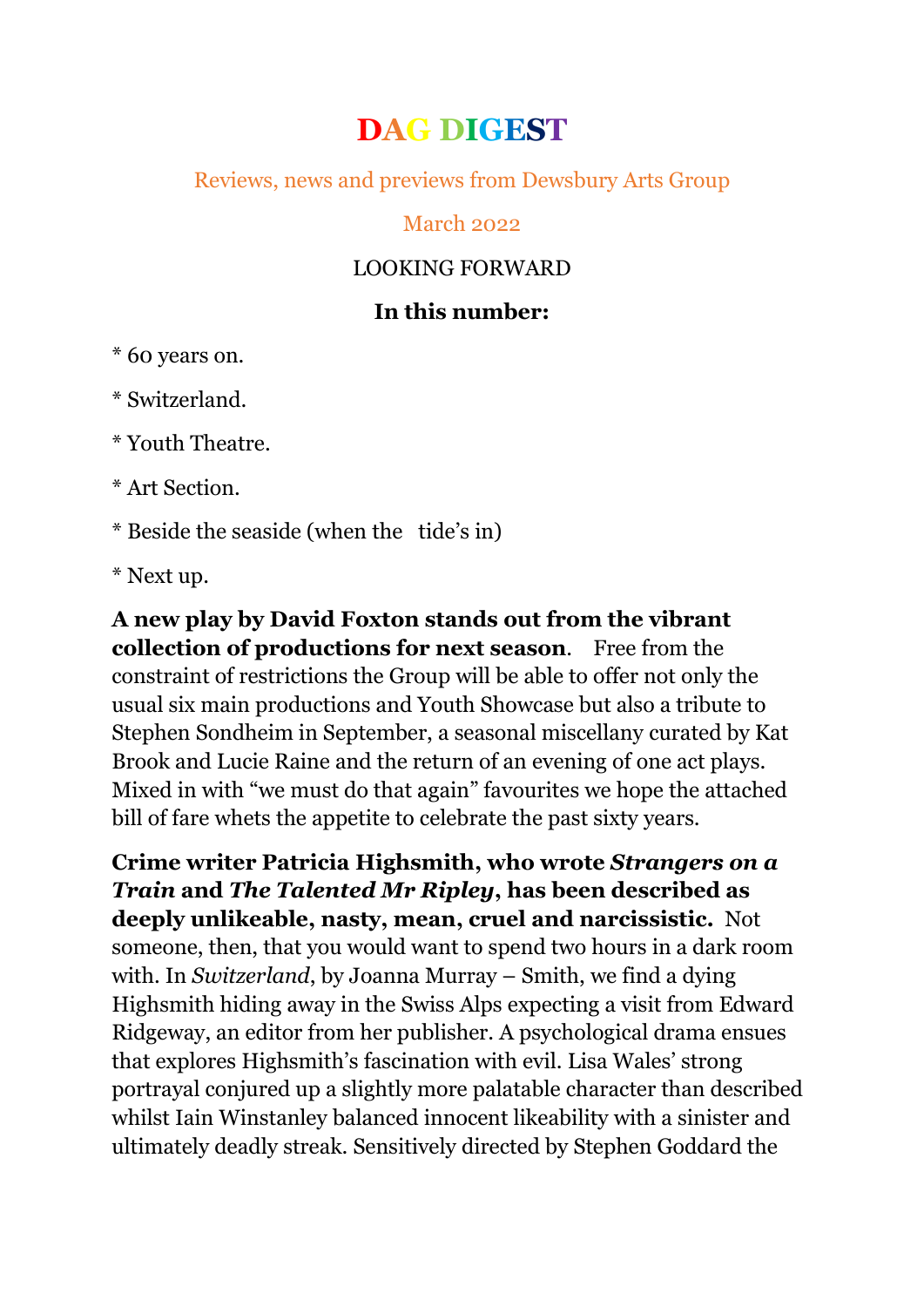# DAG DIGEST

Reviews, news and previews from Dewsbury Arts Group

March 2022

LOOKING FORWARD

**In this number:**

* 60 years on.

* Switzerland.

* Youth Theatre.

* Art Section.

* Beside the seaside (when the tide's in)

* Next up.

**A new play by David Foxton stands out from the vibrant collection of productions for next season**. Free from the constraint of restrictions the Group will be able to offer not only the usual six main productions and Youth Showcase but also a tribute to Stephen Sondheim in September, a seasonal miscellany curated by Kat Brook and Lucie Raine and the return of an evening of one act plays. Mixed in with "we must do that again" favourites we hope the attached bill of fare whets the appetite to celebrate the past sixty years.

**Crime writer Patricia Highsmith, who wrote *Strangers on a Train* and *The Talented Mr Ripley*, has been described as deeply unlikeable, nasty, mean, cruel and narcissistic.** Not someone, then, that you would want to spend two hours in a dark room with. In *Switzerland*, by Joanna Murray – Smith, we find a dying Highsmith hiding away in the Swiss Alps expecting a visit from Edward Ridgeway, an editor from her publisher. A psychological drama ensues that explores Highsmith's fascination with evil. Lisa Wales' strong portrayal conjured up a slightly more palatable character than described whilst Iain Winstanley balanced innocent likeability with a sinister and ultimately deadly streak. Sensitively directed by Stephen Goddard the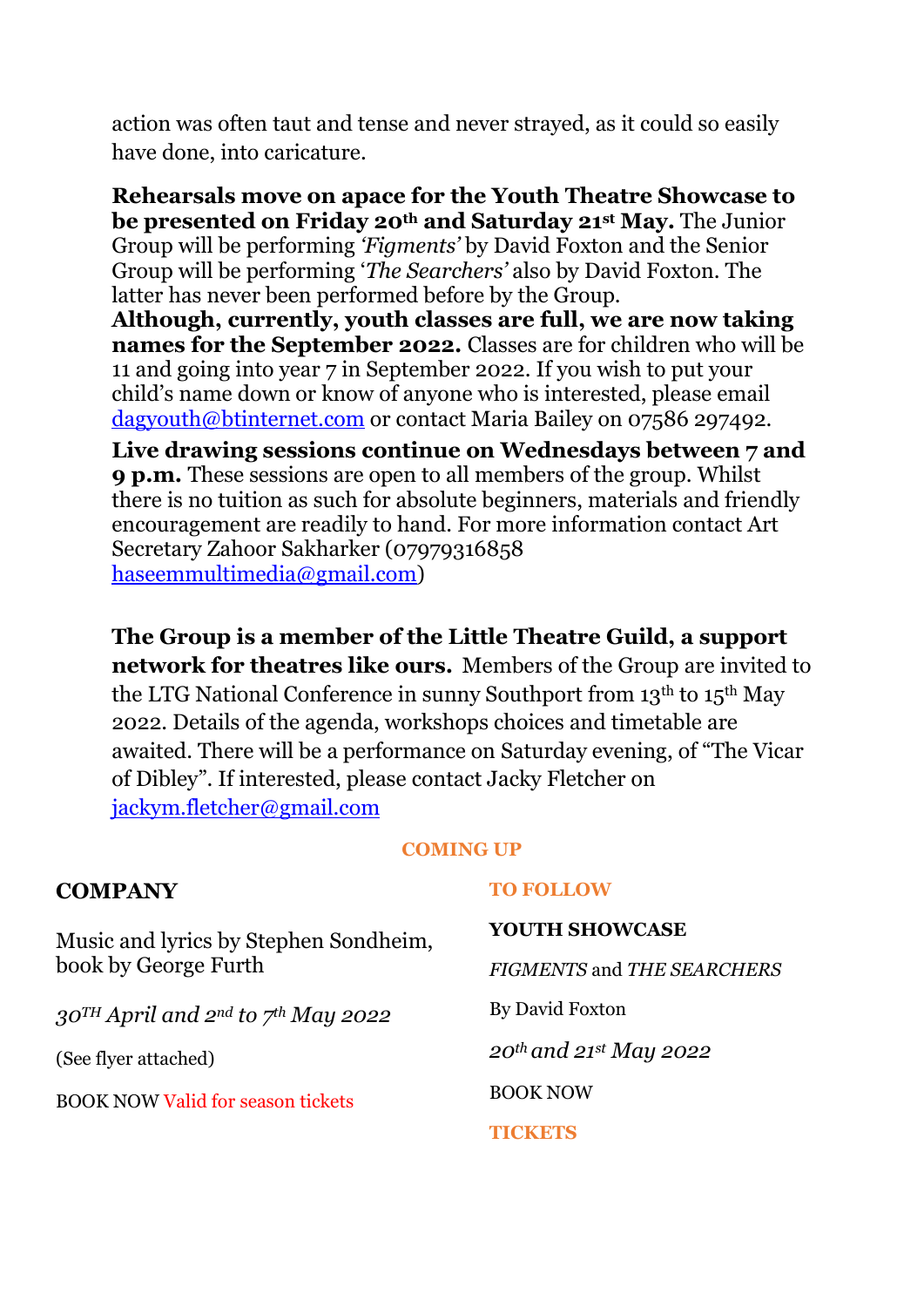action was often taut and tense and never strayed, as it could so easily have done, into caricature.

**Rehearsals move on apace for the Youth Theatre Showcase to be presented on Friday 20th and Saturday 21st May.** The Junior Group will be performing *'Figments'* by David Foxton and the Senior Group will be performing '*The Searchers'* also by David Foxton. The latter has never been performed before by the Group.

**Although, currently, youth classes are full, we are now taking names for the September 2022.** Classes are for children who will be 11 and going into year 7 in September 2022. If you wish to put your child's name down or know of anyone who is interested, please email [dagyouth@btinternet.com](mailto:dagyouth@btinternet.com) or contact Maria Bailey on 07586 297492.

**Live drawing sessions continue on Wednesdays between 7 and 9 p.m.** These sessions are open to all members of the group. Whilst there is no tuition as such for absolute beginners, materials and friendly encouragement are readily to hand. For more information contact Art Secretary Zahoor Sakharker (07979316858 [haseemmultimedia@gmail.com](mailto:haseemmultimedia@gmail.com))

**The Group is a member of the Little Theatre Guild, a support network for theatres like ours.** Members of the Group are invited to the LTG National Conference in sunny Southport from 13th to 15th May 2022. Details of the agenda, workshops choices and timetable are awaited. There will be a performance on Saturday evening, of "The Vicar of Dibley". If interested, please contact Jacky Fletcher on [jackym.fletcher@gmail.com](mailto:jackym.fletcher@gmail.com)

## COMING UP

### COMPANY

Music and lyrics by Stephen Sondheim, book by George Furth

*30TH April and 2nd to 7th May 2022*

(See flyer attached)

BOOK NOW Valid for season tickets

### TO FOLLOW

**YOUTH SHOWCASE**

*FIGMENTS* and *THE SEARCHERS*

By David Foxton

*20th and 21st May 2022*

BOOK NOW

**TICKETS**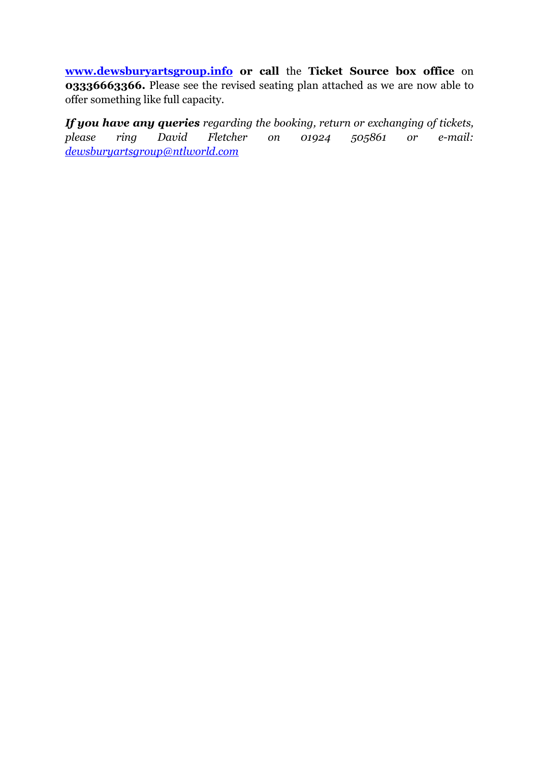**[www.dewsburyartsgroup.info](http://www.dewsburyartsgroup.info) or call** the **Ticket Source box office** on **03336663366.** Please see the revised seating plan attached as we are now able to offer something like full capacity.

***If you have any queries*** *regarding the booking, return or exchanging of tickets, please ring David Fletcher on 01924 505861 or e-mail: [dewsburyartsgroup@ntlworld.com](mailto:dewsburyartsgroup@ntlworld.com)*